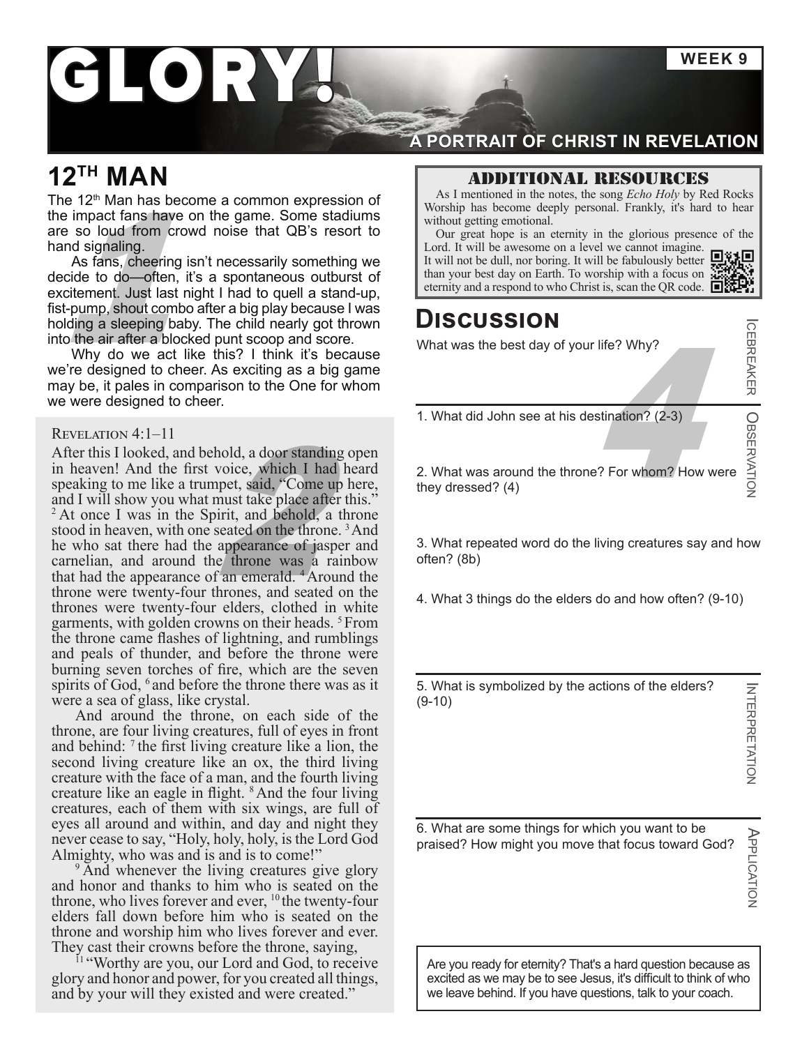# GLORY!

**WEEK 9**

**A PORTRAIT OF CHRIST IN REVELATION**

## 12TH MAN

The 12th Man has become a common expression of the impact fans have on the game. Some stadiums are so loud from crowd noise that QB's resort to hand signaling.

As fans, cheering isn't necessarily something we decide to do—often, it's a spontaneous outburst of excitement. Just last night I had to quell a stand-up, fist-pump, shout combo after a big play because I was holding a sleeping baby. The child nearly got thrown into the air after a blocked punt scoop and score.

Why do we act like this? I think it's because we're designed to cheer. As exciting as a big game may be, it pales in comparison to the One for whom we were designed to cheer.

Revelation 4:1–11

After this I looked, and behold, a door standing open in heaven! And the first voice, which I had heard speaking to me like a trumpet, said, "Come up here, and I will show you what must take place after this." [2] At once I was in the Spirit, and behold, a throne stood in heaven, with one seated on the throne. [3] And he who sat there had the appearance of jasper and carnelian, and around the throne was a rainbow that had the appearance of an emerald. [4] Around the throne were twenty-four thrones, and seated on the thrones were twenty-four elders, clothed in white garments, with golden crowns on their heads. [5] From the throne came flashes of lightning, and rumblings and peals of thunder, and before the throne were burning seven torches of fire, which are the seven spirits of God, [6] and before the throne there was as it were a sea of glass, like crystal.

And around the throne, on each side of the throne, are four living creatures, full of eyes in front and behind: [7] the first living creature like a lion, the second living creature like an ox, the third living creature with the face of a man, and the fourth living creature like an eagle in flight. [8] And the four living creatures, each of them with six wings, are full of eyes all around and within, and day and night they never cease to say, "Holy, holy, holy, is the Lord God Almighty, who was and is and is to come!"

[9] And whenever the living creatures give glory and honor and thanks to him who is seated on the throne, who lives forever and ever, [10] the twenty-four elders fall down before him who is seated on the throne and worship him who lives forever and ever. They cast their crowns before the throne, saying,

[11] "Worthy are you, our Lord and God, to receive glory and honor and power, for you created all things, and by your will they existed and were created."

### ADDITIONAL RESOURCES

As I mentioned in the notes, the song *Echo Holy* by Red Rocks Worship has become deeply personal. Frankly, it's hard to hear without getting emotional.

Our great hope is an eternity in the glorious presence of the Lord. It will be awesome on a level we cannot imagine. It will not be dull, nor boring. It will be fabulously better than your best day on Earth. To worship with a focus on eternity and a respond to who Christ is, scan the QR code.

## Discussion

**Icebreaker**

What was the best day of your life? Why?

**Observation**

1. What did John see at his destination? (2-3)

2. What was around the throne? For whom? How were they dressed? (4)

3. What repeated word do the living creatures say and how often? (8b)

4. What 3 things do the elders do and how often? (9-10)

**Interpretation**

5. What is symbolized by the actions of the elders? (9-10)

**Application**

6. What are some things for which you want to be praised? How might you move that focus toward God?

Are you ready for eternity? That's a hard question because as excited as we may be to see Jesus, it's difficult to think of who we leave behind. If you have questions, talk to your coach.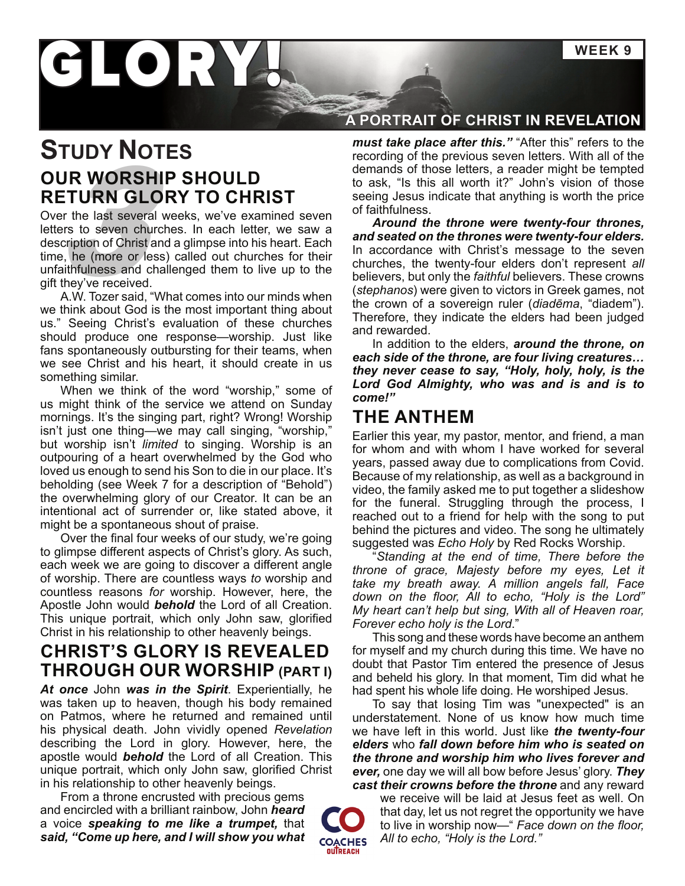# GLORY!

**WEEK 9**

**A PORTRAIT OF CHRIST IN REVELATION**

## Study Notes

### OUR WORSHIP SHOULD RETURN GLORY TO CHRIST

Over the last several weeks, we've examined seven letters to seven churches. In each letter, we saw a description of Christ and a glimpse into his heart. Each time, he (more or less) called out churches for their unfaithfulness and challenged them to live up to the gift they've received.

A.W. Tozer said, "What comes into our minds when we think about God is the most important thing about us." Seeing Christ's evaluation of these churches should produce one response—worship. Just like fans spontaneously outbursting for their teams, when we see Christ and his heart, it should create in us something similar.

When we think of the word "worship," some of us might think of the service we attend on Sunday mornings. It's the singing part, right? Wrong! Worship isn't just one thing—we may call singing, "worship," but worship isn't *limited* to singing. Worship is an outpouring of a heart overwhelmed by the God who loved us enough to send his Son to die in our place. It's beholding (see Week 7 for a description of "Behold") the overwhelming glory of our Creator. It can be an intentional act of surrender or, like stated above, it might be a spontaneous shout of praise.

Over the final four weeks of our study, we're going to glimpse different aspects of Christ's glory. As such, each week we are going to discover a different angle of worship. There are countless ways *to* worship and countless reasons *for* worship. However, here, the Apostle John would ***behold*** the Lord of all Creation. This unique portrait, which only John saw, glorified Christ in his relationship to other heavenly beings.

### CHRIST'S GLORY IS REVEALED THROUGH OUR WORSHIP (PART I)

***At once*** John ***was in the Spirit***. Experientially, he was taken up to heaven, though his body remained on Patmos, where he returned and remained until his physical death. John vividly opened *Revelation* describing the Lord in glory. However, here, the apostle would ***behold*** the Lord of all Creation. This unique portrait, which only John saw, glorified Christ in his relationship to other heavenly beings.

From a throne encrusted with precious gems and encircled with a brilliant rainbow, John ***heard*** a voice ***speaking to me like a trumpet,*** that ***said, "Come up here, and I will show you what must take place after this."*** "After this" refers to the recording of the previous seven letters. With all of the demands of those letters, a reader might be tempted to ask, "Is this all worth it?" John's vision of those seeing Jesus indicate that anything is worth the price of faithfulness.

***Around the throne were twenty-four thrones, and seated on the thrones were twenty-four elders.*** In accordance with Christ's message to the seven churches, the twenty-four elders don't represent *all* believers, but only the *faithful* believers. These crowns (*stephanos*) were given to victors in Greek games, not the crown of a sovereign ruler (*diadēma*, "diadem"). Therefore, they indicate the elders had been judged and rewarded.

In addition to the elders, ***around the throne, on each side of the throne, are four living creatures… they never cease to say, "Holy, holy, holy, is the Lord God Almighty, who was and is and is to come!"***

### THE ANTHEM

Earlier this year, my pastor, mentor, and friend, a man for whom and with whom I have worked for several years, passed away due to complications from Covid. Because of my relationship, as well as a background in video, the family asked me to put together a slideshow for the funeral. Struggling through the process, I reached out to a friend for help with the song to put behind the pictures and video. The song he ultimately suggested was *Echo Holy* by Red Rocks Worship.

"*Standing at the end of time, There before the throne of grace, Majesty before my eyes, Let it take my breath away. A million angels fall, Face down on the floor, All to echo, "Holy is the Lord" My heart can't help but sing, With all of Heaven roar, Forever echo holy is the Lord*."

This song and these words have become an anthem for myself and my church during this time. We have no doubt that Pastor Tim entered the presence of Jesus and beheld his glory. In that moment, Tim did what he had spent his whole life doing. He worshiped Jesus.

To say that losing Tim was "unexpected" is an understatement. None of us know how much time we have left in this world. Just like ***the twenty-four elders*** who ***fall down before him who is seated on the throne and worship him who lives forever and ever,*** one day we will all bow before Jesus' glory. ***They cast their crowns before the throne*** and any reward we receive will be laid at Jesus feet as well. On that day, let us not regret the opportunity we have to live in worship now—" *Face down on the floor, All to echo, "Holy is the Lord."*

COACHES OUTREACH